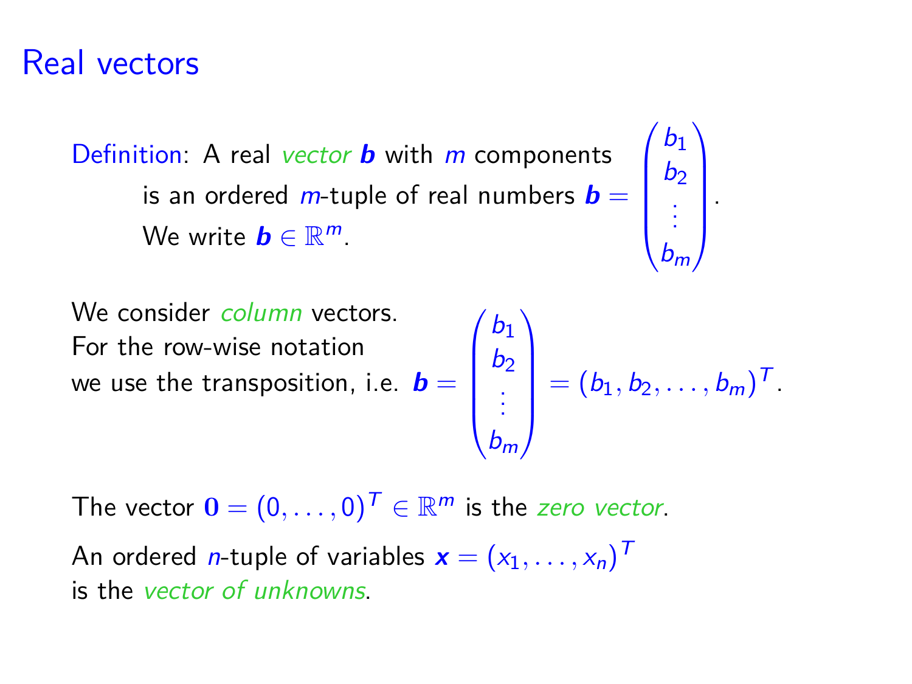# Real vectors

Definition: A real *vector* $\boldsymbol{b}$ with $m$ components is an ordered $m$-tuple of real numbers $\boldsymbol{b} = \begin{pmatrix} b_1 \\ b_2 \\ \vdots \\ b_m \end{pmatrix}$.
We write $\boldsymbol{b} \in \mathbb{R}^m$.

We consider *column* vectors.
For the row-wise notation
we use the transposition, i.e. $\boldsymbol{b} = \begin{pmatrix} b_1 \\ b_2 \\ \vdots \\ b_m \end{pmatrix} = (b_1, b_2, \ldots, b_m)^T$.

The vector $\mathbf{0} = (0, \ldots, 0)^T \in \mathbb{R}^m$ is the *zero vector*.

An ordered $n$-tuple of variables $\boldsymbol{x} = (x_1, \ldots, x_n)^T$
is the *vector of unknowns*.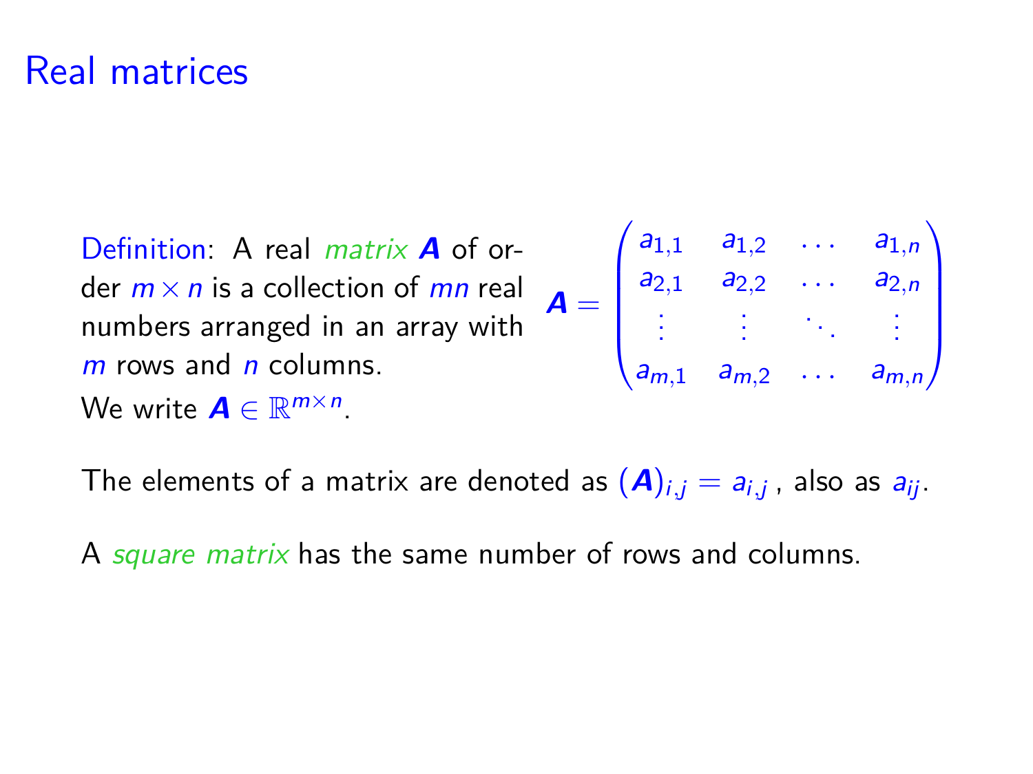# Real matrices

Definition: A real *matrix* $\boldsymbol{A}$ of order $m \times n$ is a collection of $mn$ real numbers arranged in an array with $m$ rows and $n$ columns.
We write $\boldsymbol{A} \in \mathbb{R}^{m \times n}$.

$$\boldsymbol{A} = \begin{pmatrix} a_{1,1} & a_{1,2} & \dots & a_{1,n} \\ a_{2,1} & a_{2,2} & \dots & a_{2,n} \\ \vdots & \vdots & \ddots & \vdots \\ a_{m,1} & a_{m,2} & \dots & a_{m,n} \end{pmatrix}$$

The elements of a matrix are denoted as $(\boldsymbol{A})_{i,j} = a_{i,j}$ , also as $a_{ij}$.

A *square matrix* has the same number of rows and columns.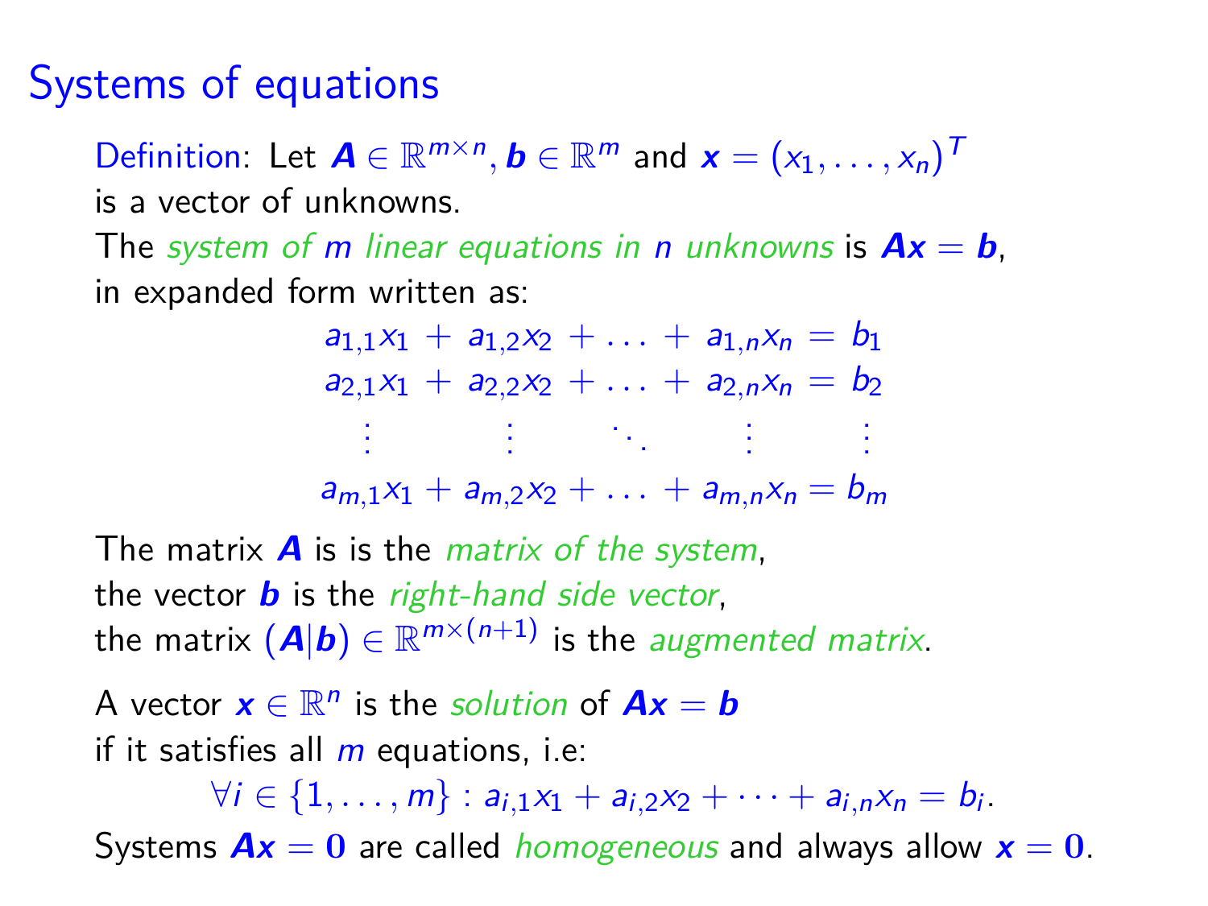# Systems of equations

Definition: Let $\boldsymbol{A} \in \mathbb{R}^{m \times n}, \boldsymbol{b} \in \mathbb{R}^m$ and $\boldsymbol{x} = (x_1, \ldots, x_n)^T$ is a vector of unknowns.

The *system of $m$ linear equations in $n$ unknowns* is $\boldsymbol{Ax} = \boldsymbol{b}$, in expanded form written as:

$$\begin{array}{ccccccccc}
a_{1,1}x_1 & + & a_{1,2}x_2 & + & \ldots & + & a_{1,n}x_n & = & b_1 \\
a_{2,1}x_1 & + & a_{2,2}x_2 & + & \ldots & + & a_{2,n}x_n & = & b_2 \\
\vdots & & \vdots & & \ddots & & \vdots & & \vdots \\
a_{m,1}x_1 & + & a_{m,2}x_2 & + & \ldots & + & a_{m,n}x_n & = & b_m
\end{array}$$

The matrix $\boldsymbol{A}$ is is the *matrix of the system*,
the vector $\boldsymbol{b}$ is the *right-hand side vector*,
the matrix $(\boldsymbol{A}|\boldsymbol{b}) \in \mathbb{R}^{m \times (n+1)}$ is the *augmented matrix*.

A vector $\boldsymbol{x} \in \mathbb{R}^n$ is the *solution* of $\boldsymbol{Ax} = \boldsymbol{b}$ if it satisfies all $m$ equations, i.e:

$$\forall i \in \{1, \ldots, m\} : a_{i,1}x_1 + a_{i,2}x_2 + \cdots + a_{i,n}x_n = b_i.$$

Systems $\boldsymbol{Ax} = \boldsymbol{0}$ are called *homogeneous* and always allow $\boldsymbol{x} = \boldsymbol{0}$.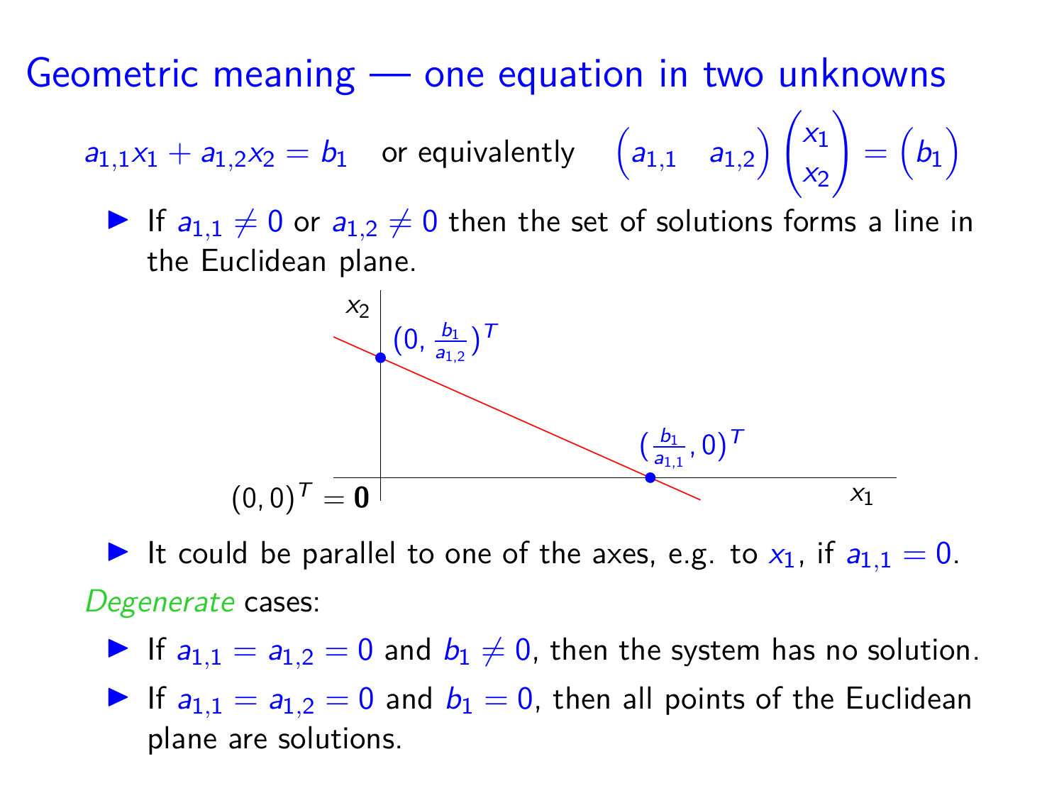# Geometric meaning — one equation in two unknowns

$a_{1,1}x_1 + a_{1,2}x_2 = b_1$ or equivalently $\begin{pmatrix} a_{1,1} & a_{1,2} \end{pmatrix} \begin{pmatrix} x_1 \\ x_2 \end{pmatrix} = \begin{pmatrix} b_1 \end{pmatrix}$

- If $a_{1,1} \neq 0$ or $a_{1,2} \neq 0$ then the set of solutions forms a line in the Euclidean plane.

$x_2$ $(0, \frac{b_1}{a_{1,2}})^T$ $(\frac{b_1}{a_{1,1}}, 0)^T$ $(0,0)^T = \mathbf{0}$ $x_1$

- It could be parallel to one of the axes, e.g. to $x_1$, if $a_{1,1} = 0$.

*Degenerate* cases:

- If $a_{1,1} = a_{1,2} = 0$ and $b_1 \neq 0$, then the system has no solution.
- If $a_{1,1} = a_{1,2} = 0$ and $b_1 = 0$, then all points of the Euclidean plane are solutions.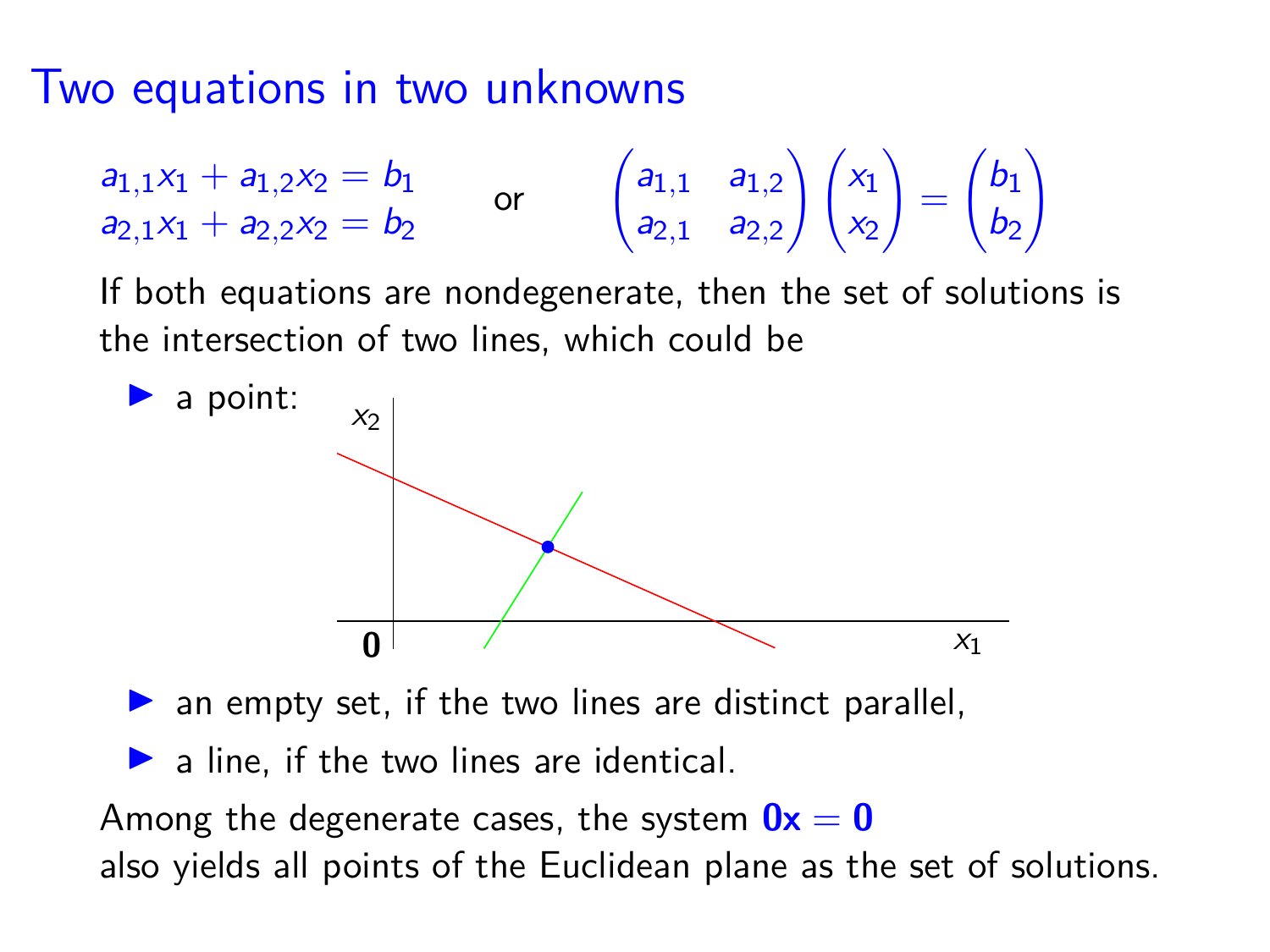# Two equations in two unknowns

$$a_{1,1}x_1 + a_{1,2}x_2 = b_1 \qquad \text{or} \qquad \begin{pmatrix} a_{1,1} & a_{1,2} \\ a_{2,1} & a_{2,2} \end{pmatrix} \begin{pmatrix} x_1 \\ x_2 \end{pmatrix} = \begin{pmatrix} b_1 \\ b_2 \end{pmatrix}$$
$$a_{2,1}x_1 + a_{2,2}x_2 = b_2$$

If both equations are nondegenerate, then the set of solutions is the intersection of two lines, which could be

- a point:
- an empty set, if the two lines are distinct parallel,
- a line, if the two lines are identical.

Among the degenerate cases, the system $\mathbf{0x} = \mathbf{0}$ also yields all points of the Euclidean plane as the set of solutions.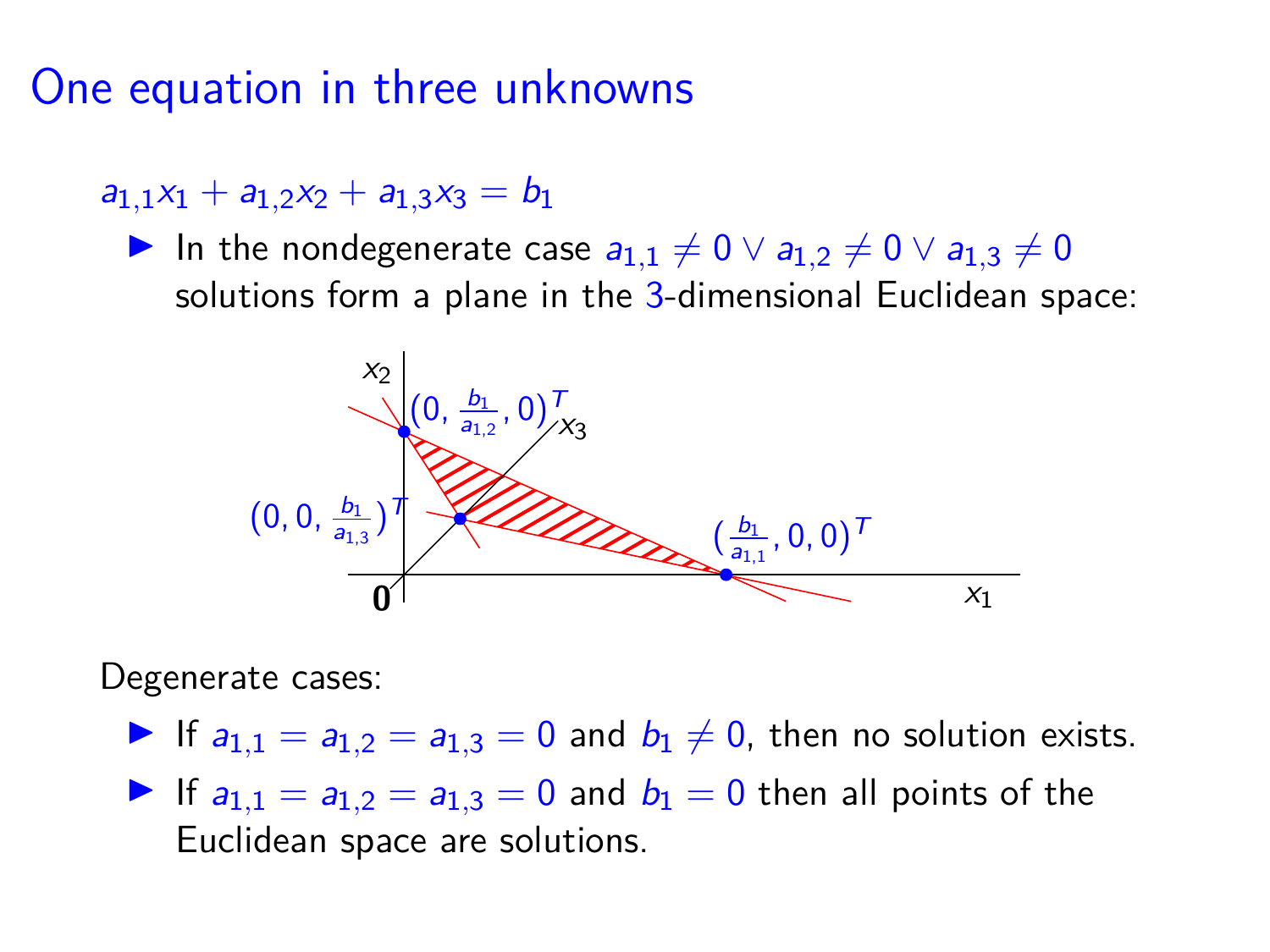# One equation in three unknowns

$a_{1,1}x_1 + a_{1,2}x_2 + a_{1,3}x_3 = b_1$

- In the nondegenerate case $a_{1,1} \neq 0 \vee a_{1,2} \neq 0 \vee a_{1,3} \neq 0$ solutions form a plane in the 3-dimensional Euclidean space:

$(0, \frac{b_1}{a_{1,2}}, 0)^T$, $(0, 0, \frac{b_1}{a_{1,3}})^T$, $(\frac{b_1}{a_{1,1}}, 0, 0)^T$

Degenerate cases:

- If $a_{1,1} = a_{1,2} = a_{1,3} = 0$ and $b_1 \neq 0$, then no solution exists.
- If $a_{1,1} = a_{1,2} = a_{1,3} = 0$ and $b_1 = 0$ then all points of the Euclidean space are solutions.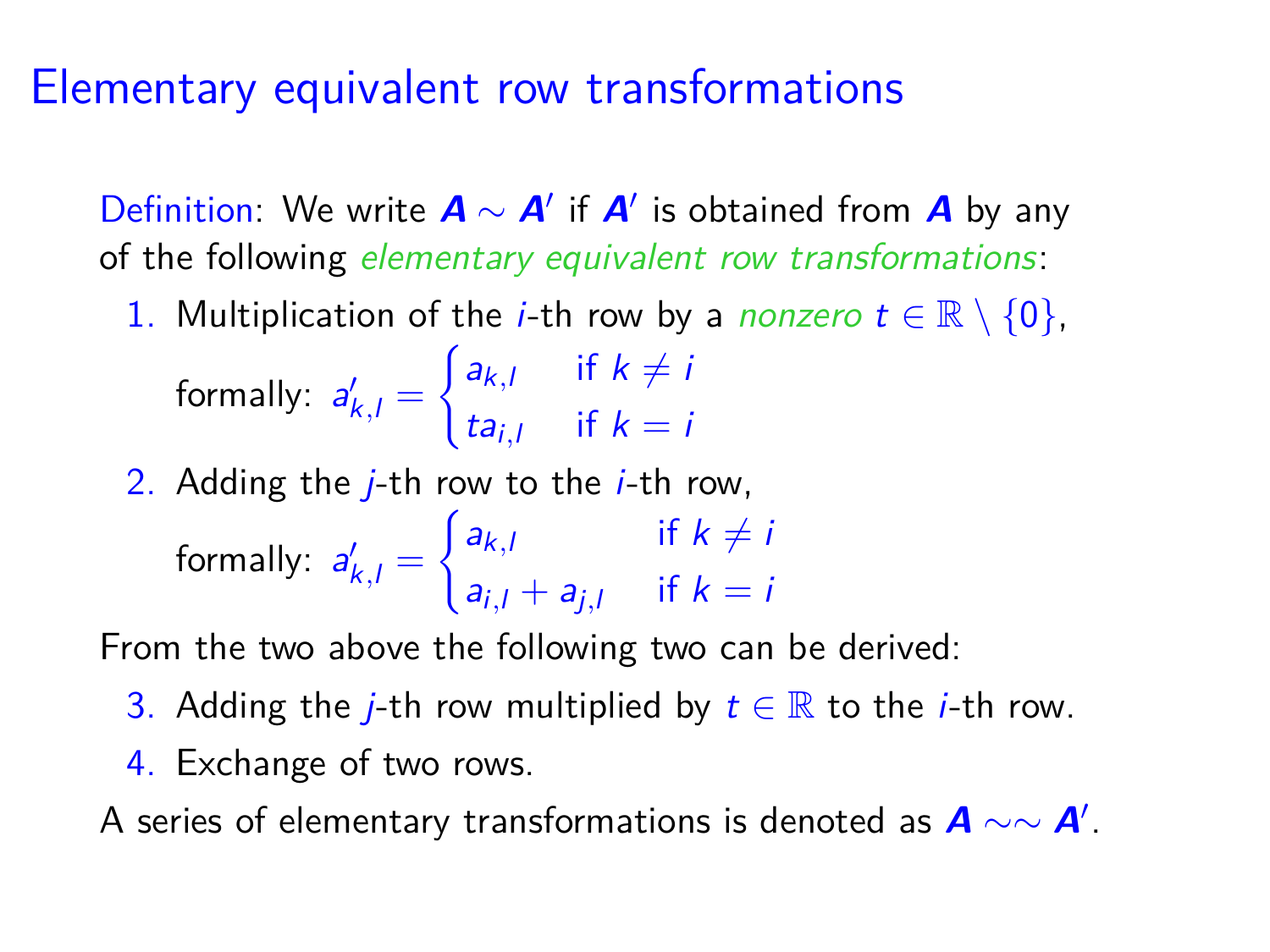# Elementary equivalent row transformations

Definition: We write $\boldsymbol{A} \sim \boldsymbol{A}'$ if $\boldsymbol{A}'$ is obtained from $\boldsymbol{A}$ by any of the following *elementary equivalent row transformations*:

1. Multiplication of the $i$-th row by a *nonzero* $t \in \mathbb{R} \setminus \{0\}$,
   formally: $a'_{k,l} = \begin{cases} a_{k,l} & \text{if } k \neq i \\ t a_{i,l} & \text{if } k = i \end{cases}$
2. Adding the $j$-th row to the $i$-th row,
   formally: $a'_{k,l} = \begin{cases} a_{k,l} & \text{if } k \neq i \\ a_{i,l} + a_{j,l} & \text{if } k = i \end{cases}$

From the two above the following two can be derived:

3. Adding the $j$-th row multiplied by $t \in \mathbb{R}$ to the $i$-th row.
4. Exchange of two rows.

A series of elementary transformations is denoted as $\boldsymbol{A} \sim\sim \boldsymbol{A}'$.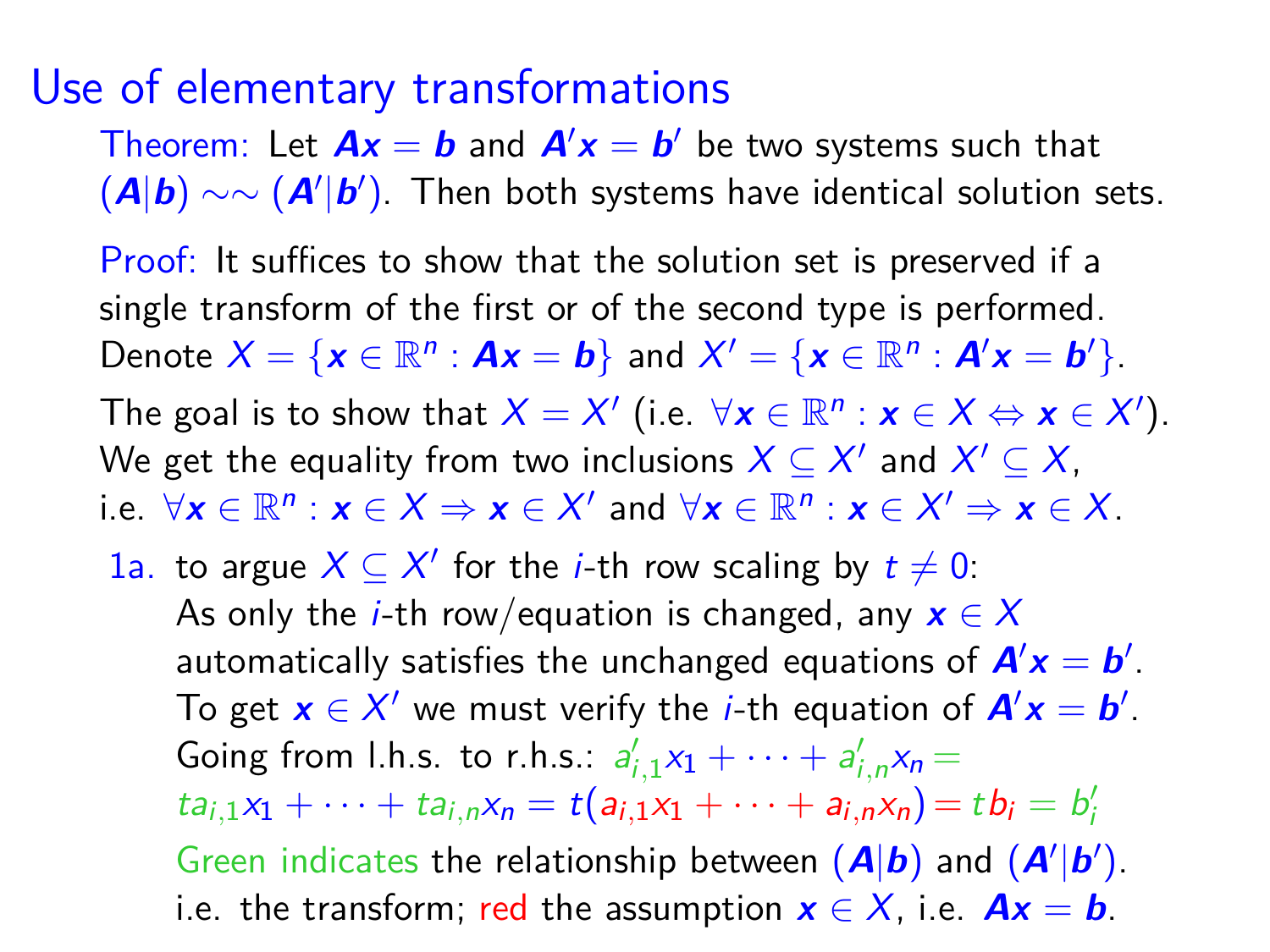# Use of elementary transformations

Theorem: Let $\boldsymbol{A}\boldsymbol{x} = \boldsymbol{b}$ and $\boldsymbol{A}'\boldsymbol{x} = \boldsymbol{b}'$ be two systems such that $(\boldsymbol{A}|\boldsymbol{b}) \sim\sim (\boldsymbol{A}'|\boldsymbol{b}')$. Then both systems have identical solution sets.

Proof: It suffices to show that the solution set is preserved if a single transform of the first or of the second type is performed. Denote $X = \{\boldsymbol{x} \in \mathbb{R}^n : \boldsymbol{A}\boldsymbol{x} = \boldsymbol{b}\}$ and $X' = \{\boldsymbol{x} \in \mathbb{R}^n : \boldsymbol{A}'\boldsymbol{x} = \boldsymbol{b}'\}$.

The goal is to show that $X = X'$ (i.e. $\forall \boldsymbol{x} \in \mathbb{R}^n : \boldsymbol{x} \in X \Leftrightarrow \boldsymbol{x} \in X'$). We get the equality from two inclusions $X \subseteq X'$ and $X' \subseteq X$, i.e. $\forall \boldsymbol{x} \in \mathbb{R}^n : \boldsymbol{x} \in X \Rightarrow \boldsymbol{x} \in X'$ and $\forall \boldsymbol{x} \in \mathbb{R}^n : \boldsymbol{x} \in X' \Rightarrow \boldsymbol{x} \in X$.

1a. to argue $X \subseteq X'$ for the $i$-th row scaling by $t \neq 0$:
As only the $i$-th row/equation is changed, any $\boldsymbol{x} \in X$ automatically satisfies the unchanged equations of $\boldsymbol{A}'\boldsymbol{x} = \boldsymbol{b}'$.
To get $\boldsymbol{x} \in X'$ we must verify the $i$-th equation of $\boldsymbol{A}'\boldsymbol{x} = \boldsymbol{b}'$.
Going from l.h.s. to r.h.s.: $a'_{i,1}x_1 + \cdots + a'_{i,n}x_n =$
$ta_{i,1}x_1 + \cdots + ta_{i,n}x_n = t(a_{i,1}x_1 + \cdots + a_{i,n}x_n) = tb_i = b'_i$
Green indicates the relationship between $(\boldsymbol{A}|\boldsymbol{b})$ and $(\boldsymbol{A}'|\boldsymbol{b}')$. i.e. the transform; red the assumption $\boldsymbol{x} \in X$, i.e. $\boldsymbol{A}\boldsymbol{x} = \boldsymbol{b}$.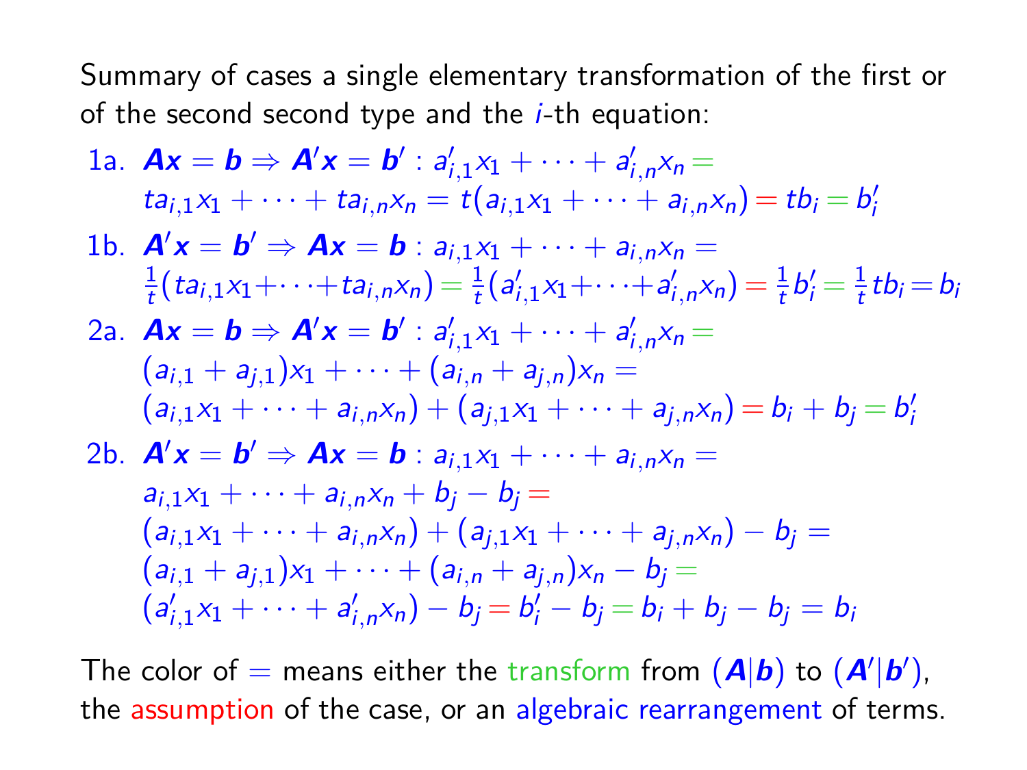Summary of cases a single elementary transformation of the first or of the second second type and the $i$-th equation:

1a. $\boldsymbol{Ax} = \boldsymbol{b} \Rightarrow \boldsymbol{A}'\boldsymbol{x} = \boldsymbol{b}'$ : $a'_{i,1}x_1 + \cdots + a'_{i,n}x_n =$
$ta_{i,1}x_1 + \cdots + ta_{i,n}x_n = t(a_{i,1}x_1 + \cdots + a_{i,n}x_n) = tb_i = b'_i$

1b. $\boldsymbol{A}'\boldsymbol{x} = \boldsymbol{b}' \Rightarrow \boldsymbol{Ax} = \boldsymbol{b}$ : $a_{i,1}x_1 + \cdots + a_{i,n}x_n =$
$\frac{1}{t}(ta_{i,1}x_1 + \cdots + ta_{i,n}x_n) = \frac{1}{t}(a'_{i,1}x_1 + \cdots + a'_{i,n}x_n) = \frac{1}{t}b'_i = \frac{1}{t}tb_i = b_i$

2a. $\boldsymbol{Ax} = \boldsymbol{b} \Rightarrow \boldsymbol{A}'\boldsymbol{x} = \boldsymbol{b}'$ : $a'_{i,1}x_1 + \cdots + a'_{i,n}x_n =$
$(a_{i,1} + a_{j,1})x_1 + \cdots + (a_{i,n} + a_{j,n})x_n =$
$(a_{i,1}x_1 + \cdots + a_{i,n}x_n) + (a_{j,1}x_1 + \cdots + a_{j,n}x_n) = b_i + b_j = b'_i$

2b. $\boldsymbol{A}'\boldsymbol{x} = \boldsymbol{b}' \Rightarrow \boldsymbol{Ax} = \boldsymbol{b}$ : $a_{i,1}x_1 + \cdots + a_{i,n}x_n =$
$a_{i,1}x_1 + \cdots + a_{i,n}x_n + b_j - b_j =$
$(a_{i,1}x_1 + \cdots + a_{i,n}x_n) + (a_{j,1}x_1 + \cdots + a_{j,n}x_n) - b_j =$
$(a_{i,1} + a_{j,1})x_1 + \cdots + (a_{i,n} + a_{j,n})x_n - b_j =$
$(a'_{i,1}x_1 + \cdots + a'_{i,n}x_n) - b_j = b'_i - b_j = b_i + b_j - b_j = b_i$

The color of $=$ means either the transform from $(\boldsymbol{A}|\boldsymbol{b})$ to $(\boldsymbol{A}'|\boldsymbol{b}')$, the assumption of the case, or an algebraic rearrangement of terms.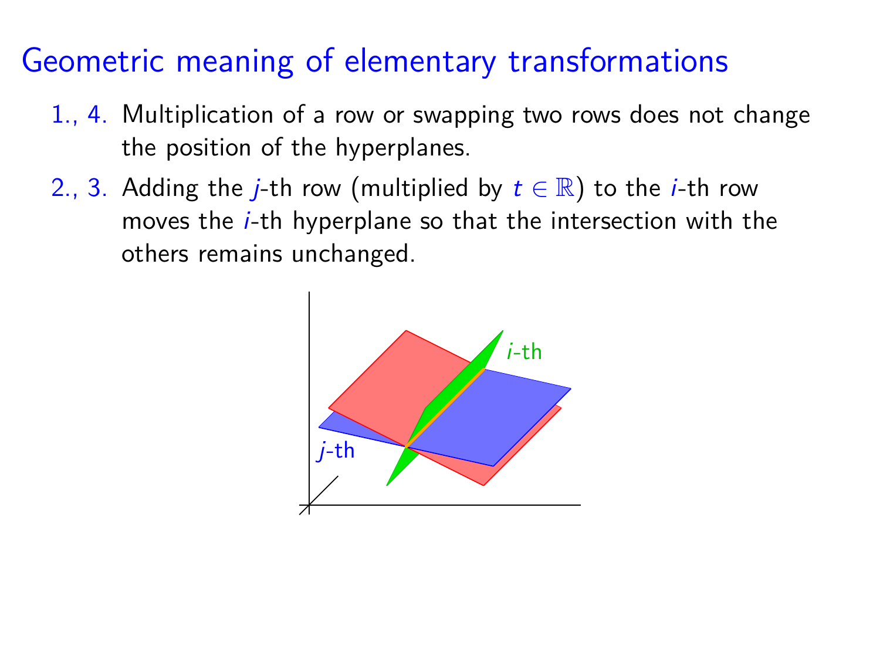# Geometric meaning of elementary transformations

1., 4. Multiplication of a row or swapping two rows does not change the position of the hyperplanes.

2., 3. Adding the $j$-th row (multiplied by $t \in \mathbb{R}$) to the $i$-th row moves the $i$-th hyperplane so that the intersection with the others remains unchanged.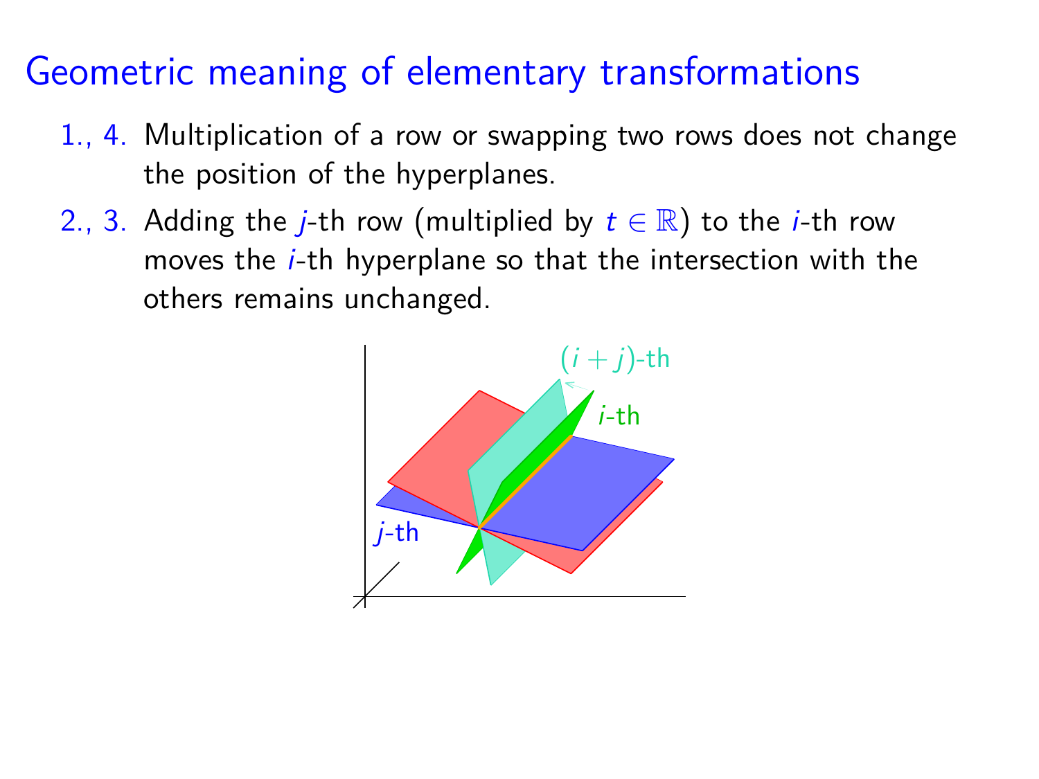# Geometric meaning of elementary transformations

1., 4. Multiplication of a row or swapping two rows does not change the position of the hyperplanes.

2., 3. Adding the $j$-th row (multiplied by $t \in \mathbb{R}$) to the $i$-th row moves the $i$-th hyperplane so that the intersection with the others remains unchanged.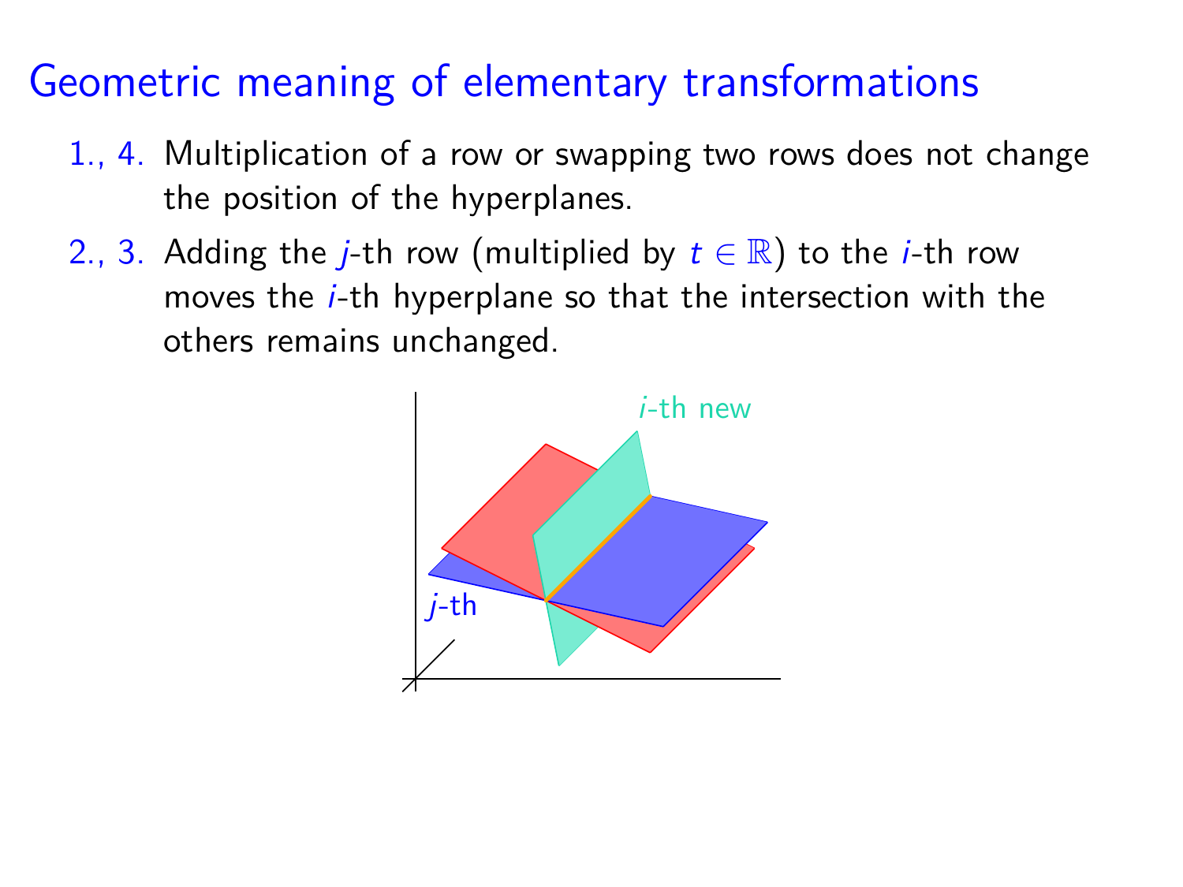# Geometric meaning of elementary transformations

1., 4. Multiplication of a row or swapping two rows does not change the position of the hyperplanes.

2., 3. Adding the $j$-th row (multiplied by $t \in \mathbb{R}$) to the $i$-th row moves the $i$-th hyperplane so that the intersection with the others remains unchanged.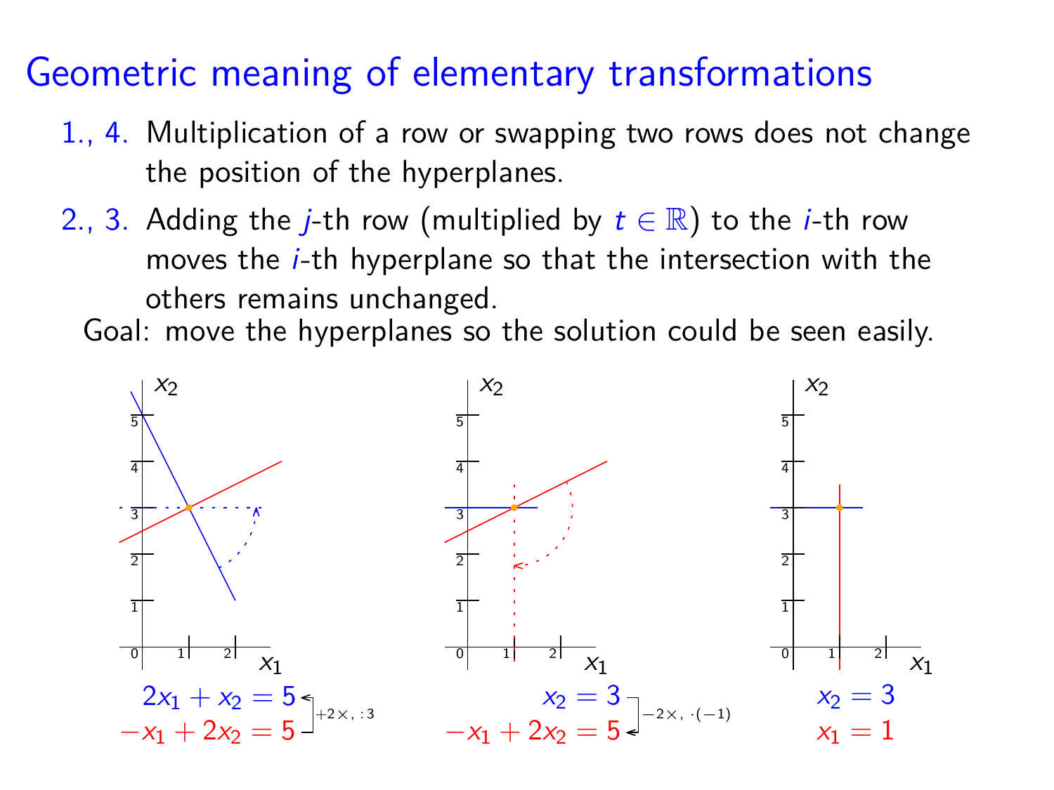# Geometric meaning of elementary transformations

1., 4. Multiplication of a row or swapping two rows does not change the position of the hyperplanes.

2., 3. Adding the $j$-th row (multiplied by $t \in \mathbb{R}$) to the $i$-th row moves the $i$-th hyperplane so that the intersection with the others remains unchanged.

Goal: move the hyperplanes so the solution could be seen easily.

$$2x_1 + x_2 = 5$$
$$-x_1 + 2x_2 = 5$$

$+2\times, :3$

$$x_2 = 3$$
$$-x_1 + 2x_2 = 5$$

$-2\times, \cdot(-1)$

$$x_2 = 3$$
$$x_1 = 1$$